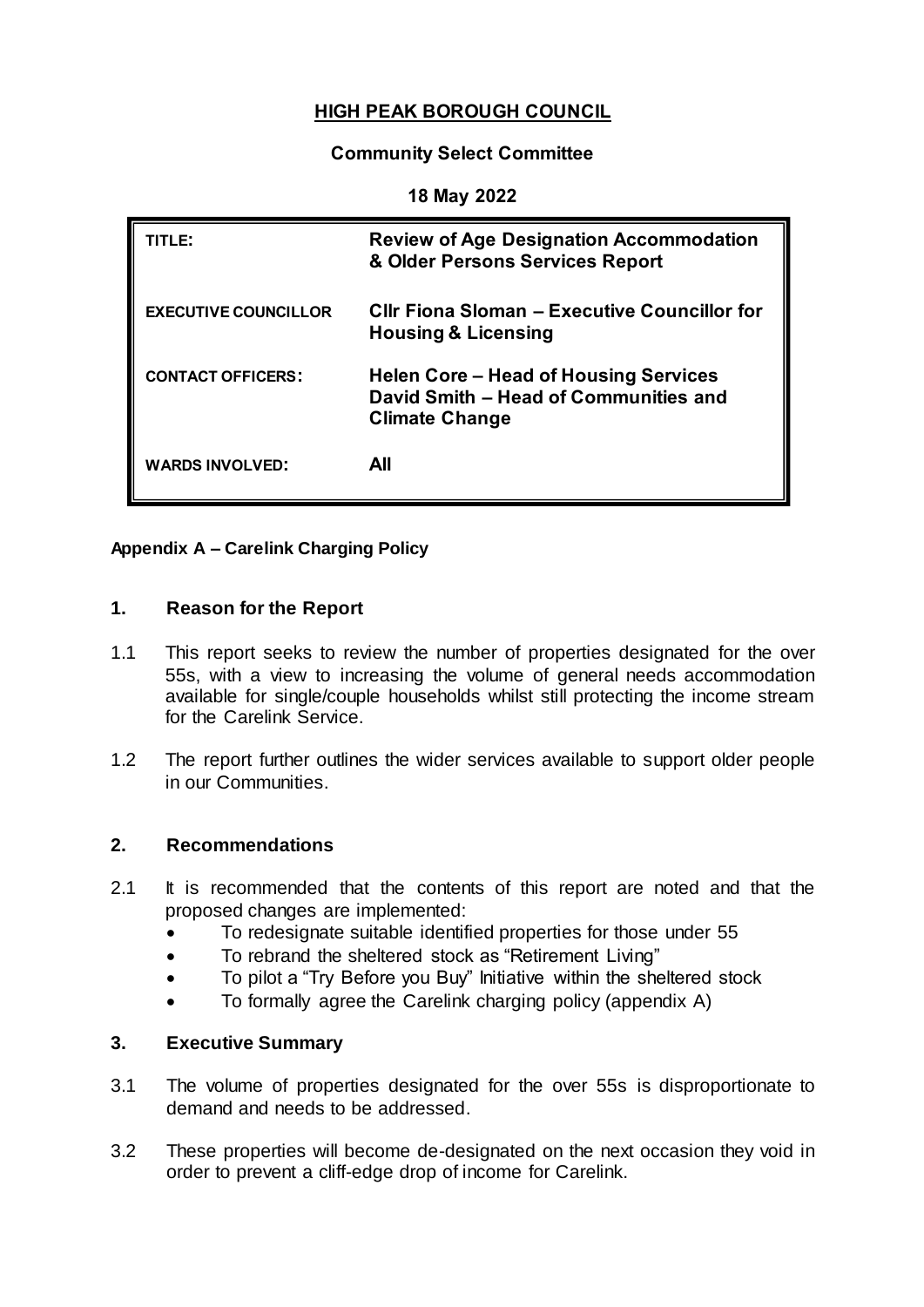# HIGH PEAK BOROUGH COUNCIL

**Community Select Committee**

**18 May 2022**

| | |
|---|---|
| **TITLE:** | **Review of Age Designation Accommodation & Older Persons Services Report** |
| **EXECUTIVE COUNCILLOR** | **Cllr Fiona Sloman – Executive Councillor for Housing & Licensing** |
| **CONTACT OFFICERS:** | **Helen Core – Head of Housing Services**<br>**David Smith – Head of Communities and Climate Change** |
| **WARDS INVOLVED:** | **All** |

**Appendix A – Carelink Charging Policy**

## 1. Reason for the Report

1.1 This report seeks to review the number of properties designated for the over 55s, with a view to increasing the volume of general needs accommodation available for single/couple households whilst still protecting the income stream for the Carelink Service.

1.2 The report further outlines the wider services available to support older people in our Communities.

## 2. Recommendations

2.1 It is recommended that the contents of this report are noted and that the proposed changes are implemented:

- To redesignate suitable identified properties for those under 55
- To rebrand the sheltered stock as "Retirement Living"
- To pilot a "Try Before you Buy" Initiative within the sheltered stock
- To formally agree the Carelink charging policy (appendix A)

## 3. Executive Summary

3.1 The volume of properties designated for the over 55s is disproportionate to demand and needs to be addressed.

3.2 These properties will become de-designated on the next occasion they void in order to prevent a cliff-edge drop of income for Carelink.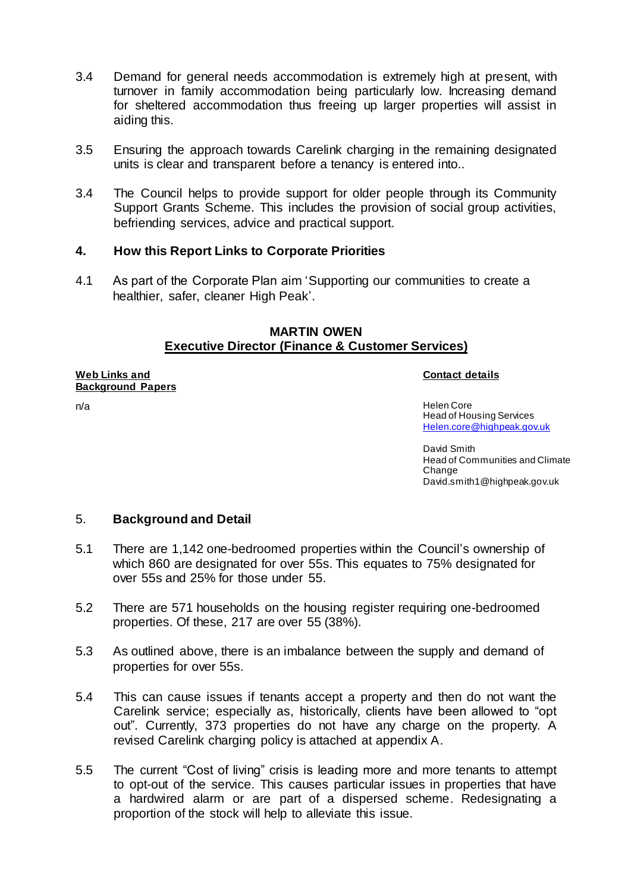3.4 Demand for general needs accommodation is extremely high at present, with turnover in family accommodation being particularly low. Increasing demand for sheltered accommodation thus freeing up larger properties will assist in aiding this.

3.5 Ensuring the approach towards Carelink charging in the remaining designated units is clear and transparent before a tenancy is entered into..

3.4 The Council helps to provide support for older people through its Community Support Grants Scheme. This includes the provision of social group activities, befriending services, advice and practical support.

## 4. How this Report Links to Corporate Priorities

4.1 As part of the Corporate Plan aim 'Supporting our communities to create a healthier, safer, cleaner High Peak'.

**MARTIN OWEN**
**Executive Director (Finance & Customer Services)**

**Web Links and Background Papers**

n/a

**Contact details**

Helen Core
Head of Housing Services
Helen.core@highpeak.gov.uk

David Smith
Head of Communities and Climate Change
David.smith1@highpeak.gov.uk

## 5. Background and Detail

5.1 There are 1,142 one-bedroomed properties within the Council's ownership of which 860 are designated for over 55s. This equates to 75% designated for over 55s and 25% for those under 55.

5.2 There are 571 households on the housing register requiring one-bedroomed properties. Of these, 217 are over 55 (38%).

5.3 As outlined above, there is an imbalance between the supply and demand of properties for over 55s.

5.4 This can cause issues if tenants accept a property and then do not want the Carelink service; especially as, historically, clients have been allowed to "opt out". Currently, 373 properties do not have any charge on the property. A revised Carelink charging policy is attached at appendix A.

5.5 The current "Cost of living" crisis is leading more and more tenants to attempt to opt-out of the service. This causes particular issues in properties that have a hardwired alarm or are part of a dispersed scheme. Redesignating a proportion of the stock will help to alleviate this issue.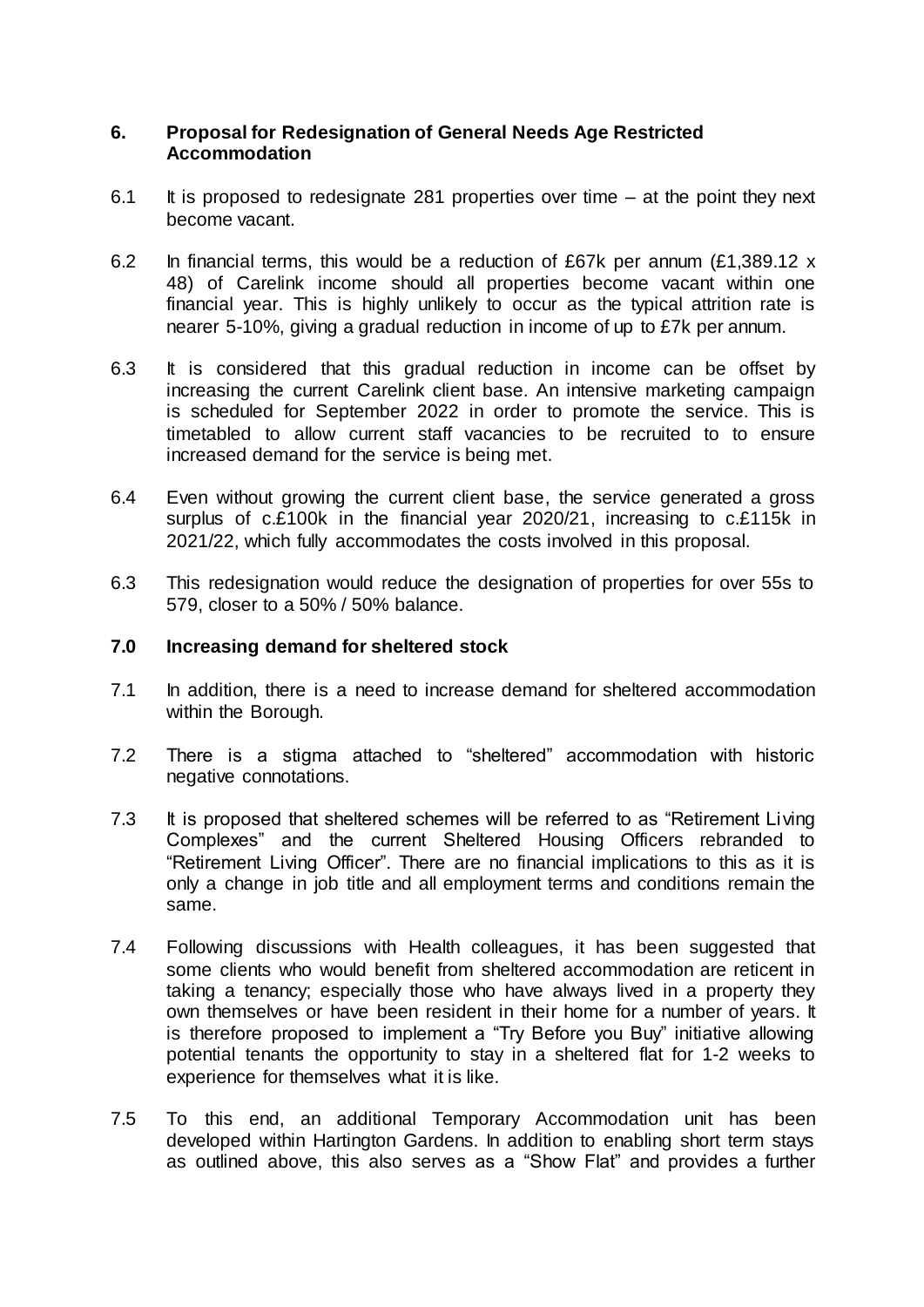## 6. Proposal for Redesignation of General Needs Age Restricted Accommodation

6.1 It is proposed to redesignate 281 properties over time – at the point they next become vacant.

6.2 In financial terms, this would be a reduction of £67k per annum (£1,389.12 x 48) of Carelink income should all properties become vacant within one financial year. This is highly unlikely to occur as the typical attrition rate is nearer 5-10%, giving a gradual reduction in income of up to £7k per annum.

6.3 It is considered that this gradual reduction in income can be offset by increasing the current Carelink client base. An intensive marketing campaign is scheduled for September 2022 in order to promote the service. This is timetabled to allow current staff vacancies to be recruited to to ensure increased demand for the service is being met.

6.4 Even without growing the current client base, the service generated a gross surplus of c.£100k in the financial year 2020/21, increasing to c.£115k in 2021/22, which fully accommodates the costs involved in this proposal.

6.3 This redesignation would reduce the designation of properties for over 55s to 579, closer to a 50% / 50% balance.

## 7.0 Increasing demand for sheltered stock

7.1 In addition, there is a need to increase demand for sheltered accommodation within the Borough.

7.2 There is a stigma attached to "sheltered" accommodation with historic negative connotations.

7.3 It is proposed that sheltered schemes will be referred to as "Retirement Living Complexes" and the current Sheltered Housing Officers rebranded to "Retirement Living Officer". There are no financial implications to this as it is only a change in job title and all employment terms and conditions remain the same.

7.4 Following discussions with Health colleagues, it has been suggested that some clients who would benefit from sheltered accommodation are reticent in taking a tenancy; especially those who have always lived in a property they own themselves or have been resident in their home for a number of years. It is therefore proposed to implement a "Try Before you Buy" initiative allowing potential tenants the opportunity to stay in a sheltered flat for 1-2 weeks to experience for themselves what it is like.

7.5 To this end, an additional Temporary Accommodation unit has been developed within Hartington Gardens. In addition to enabling short term stays as outlined above, this also serves as a "Show Flat" and provides a further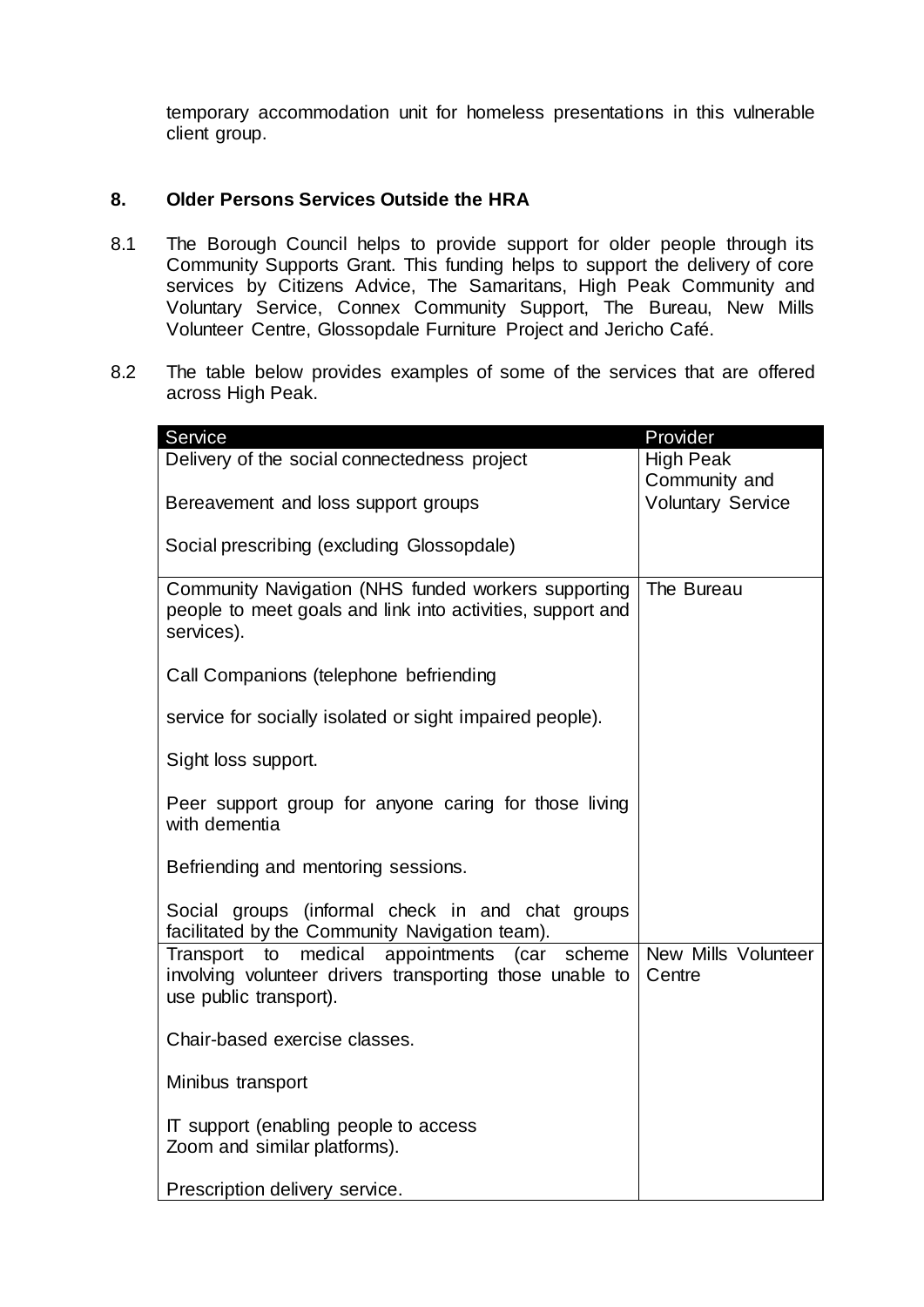temporary accommodation unit for homeless presentations in this vulnerable client group.

## 8. Older Persons Services Outside the HRA

8.1 The Borough Council helps to provide support for older people through its Community Supports Grant. This funding helps to support the delivery of core services by Citizens Advice, The Samaritans, High Peak Community and Voluntary Service, Connex Community Support, The Bureau, New Mills Volunteer Centre, Glossopdale Furniture Project and Jericho Café.

8.2 The table below provides examples of some of the services that are offered across High Peak.

| Service | Provider |
| --- | --- |
| Delivery of the social connectedness project<br><br>Bereavement and loss support groups<br><br>Social prescribing (excluding Glossopdale) | High Peak Community and Voluntary Service |
| Community Navigation (NHS funded workers supporting people to meet goals and link into activities, support and services).<br><br>Call Companions (telephone befriending<br><br>service for socially isolated or sight impaired people).<br><br>Sight loss support.<br><br>Peer support group for anyone caring for those living with dementia<br><br>Befriending and mentoring sessions.<br><br>Social groups (informal check in and chat groups facilitated by the Community Navigation team). | The Bureau |
| Transport to medical appointments (car scheme involving volunteer drivers transporting those unable to use public transport).<br><br>Chair-based exercise classes.<br><br>Minibus transport<br><br>IT support (enabling people to access Zoom and similar platforms).<br><br>Prescription delivery service. | New Mills Volunteer Centre |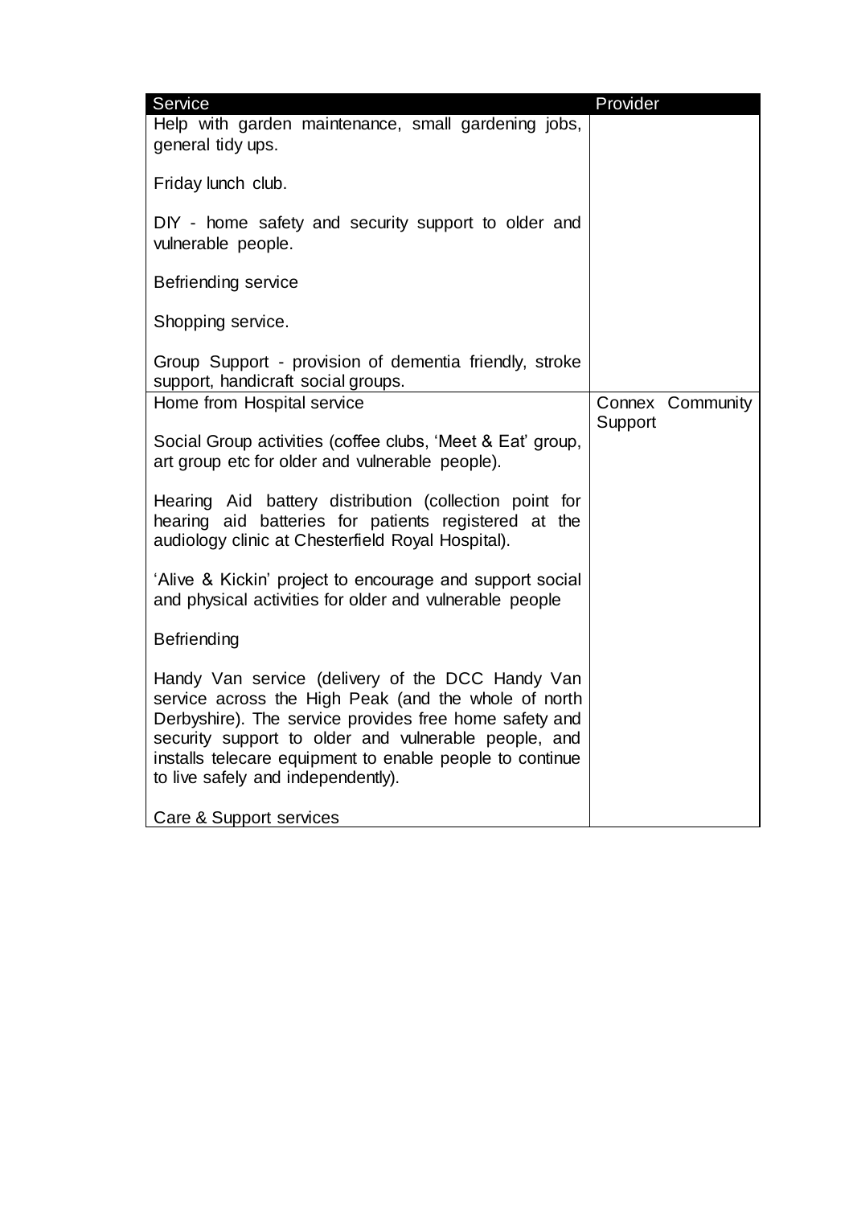| Service | Provider |
| --- | --- |
| Help with garden maintenance, small gardening jobs, general tidy ups.<br><br>Friday lunch club.<br><br>DIY - home safety and security support to older and vulnerable people.<br><br>Befriending service<br><br>Shopping service.<br><br>Group Support - provision of dementia friendly, stroke support, handicraft social groups. | |
| Home from Hospital service<br><br>Social Group activities (coffee clubs, 'Meet & Eat' group, art group etc for older and vulnerable people).<br><br>Hearing Aid battery distribution (collection point for hearing aid batteries for patients registered at the audiology clinic at Chesterfield Royal Hospital).<br><br>'Alive & Kickin' project to encourage and support social and physical activities for older and vulnerable people<br><br>Befriending<br><br>Handy Van service (delivery of the DCC Handy Van service across the High Peak (and the whole of north Derbyshire). The service provides free home safety and security support to older and vulnerable people, and installs telecare equipment to enable people to continue to live safely and independently).<br><br>Care & Support services | Connex Community Support |